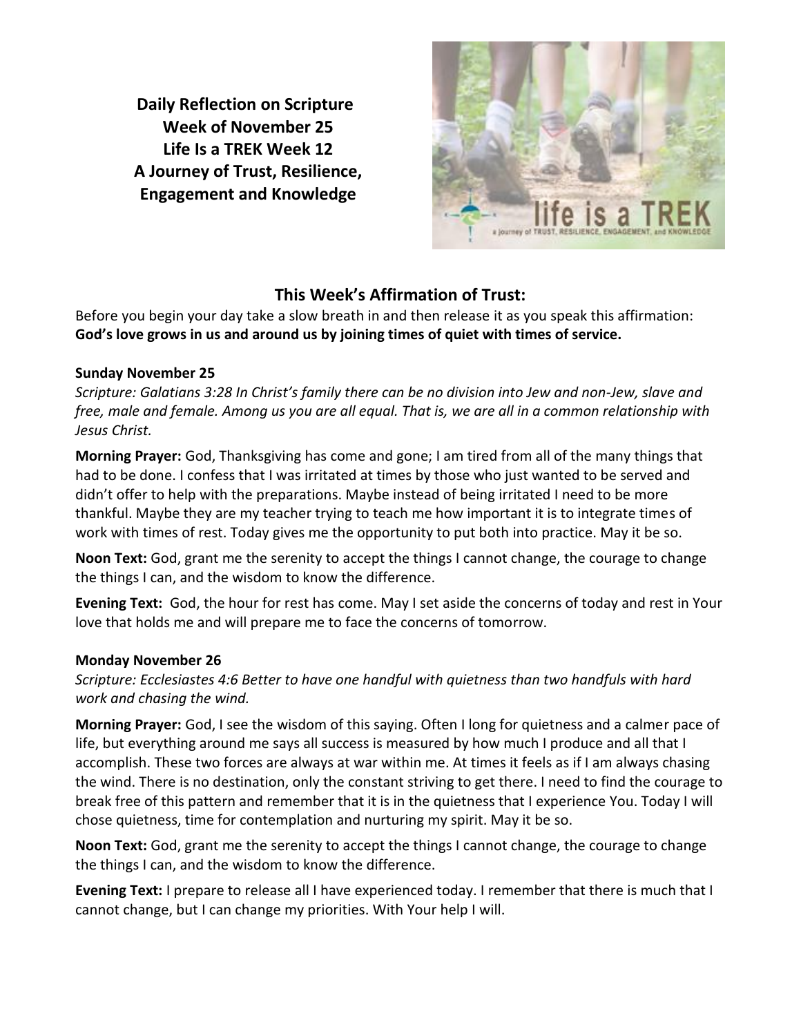**Daily Reflection on Scripture**
**Week of November 25**
**Life Is a TREK Week 12**
**A Journey of Trust, Resilience, Engagement and Knowledge**

## This Week's Affirmation of Trust:

Before you begin your day take a slow breath in and then release it as you speak this affirmation: **God's love grows in us and around us by joining times of quiet with times of service.**

### Sunday November 25

*Scripture: Galatians 3:28 In Christ's family there can be no division into Jew and non-Jew, slave and free, male and female. Among us you are all equal. That is, we are all in a common relationship with Jesus Christ.*

**Morning Prayer:** God, Thanksgiving has come and gone; I am tired from all of the many things that had to be done. I confess that I was irritated at times by those who just wanted to be served and didn't offer to help with the preparations. Maybe instead of being irritated I need to be more thankful. Maybe they are my teacher trying to teach me how important it is to integrate times of work with times of rest. Today gives me the opportunity to put both into practice. May it be so.

**Noon Text:** God, grant me the serenity to accept the things I cannot change, the courage to change the things I can, and the wisdom to know the difference.

**Evening Text:** God, the hour for rest has come. May I set aside the concerns of today and rest in Your love that holds me and will prepare me to face the concerns of tomorrow.

### Monday November 26

*Scripture: Ecclesiastes 4:6 Better to have one handful with quietness than two handfuls with hard work and chasing the wind.*

**Morning Prayer:** God, I see the wisdom of this saying. Often I long for quietness and a calmer pace of life, but everything around me says all success is measured by how much I produce and all that I accomplish. These two forces are always at war within me. At times it feels as if I am always chasing the wind. There is no destination, only the constant striving to get there. I need to find the courage to break free of this pattern and remember that it is in the quietness that I experience You. Today I will chose quietness, time for contemplation and nurturing my spirit. May it be so.

**Noon Text:** God, grant me the serenity to accept the things I cannot change, the courage to change the things I can, and the wisdom to know the difference.

**Evening Text:** I prepare to release all I have experienced today. I remember that there is much that I cannot change, but I can change my priorities. With Your help I will.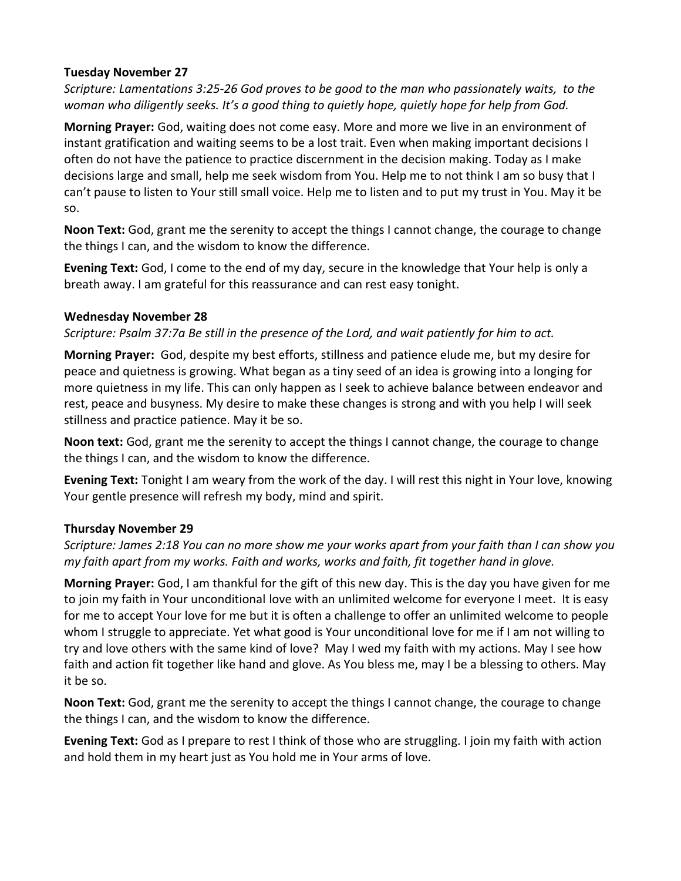**Tuesday November 27**

*Scripture: Lamentations 3:25-26 God proves to be good to the man who passionately waits, to the woman who diligently seeks. It's a good thing to quietly hope, quietly hope for help from God.*

**Morning Prayer:** God, waiting does not come easy. More and more we live in an environment of instant gratification and waiting seems to be a lost trait. Even when making important decisions I often do not have the patience to practice discernment in the decision making. Today as I make decisions large and small, help me seek wisdom from You. Help me to not think I am so busy that I can't pause to listen to Your still small voice. Help me to listen and to put my trust in You. May it be so.

**Noon Text:** God, grant me the serenity to accept the things I cannot change, the courage to change the things I can, and the wisdom to know the difference.

**Evening Text:** God, I come to the end of my day, secure in the knowledge that Your help is only a breath away. I am grateful for this reassurance and can rest easy tonight.

**Wednesday November 28**

*Scripture: Psalm 37:7a Be still in the presence of the Lord, and wait patiently for him to act.*

**Morning Prayer:** God, despite my best efforts, stillness and patience elude me, but my desire for peace and quietness is growing. What began as a tiny seed of an idea is growing into a longing for more quietness in my life. This can only happen as I seek to achieve balance between endeavor and rest, peace and busyness. My desire to make these changes is strong and with you help I will seek stillness and practice patience. May it be so.

**Noon text:** God, grant me the serenity to accept the things I cannot change, the courage to change the things I can, and the wisdom to know the difference.

**Evening Text:** Tonight I am weary from the work of the day. I will rest this night in Your love, knowing Your gentle presence will refresh my body, mind and spirit.

**Thursday November 29**

*Scripture: James 2:18 You can no more show me your works apart from your faith than I can show you my faith apart from my works. Faith and works, works and faith, fit together hand in glove.*

**Morning Prayer:** God, I am thankful for the gift of this new day. This is the day you have given for me to join my faith in Your unconditional love with an unlimited welcome for everyone I meet. It is easy for me to accept Your love for me but it is often a challenge to offer an unlimited welcome to people whom I struggle to appreciate. Yet what good is Your unconditional love for me if I am not willing to try and love others with the same kind of love? May I wed my faith with my actions. May I see how faith and action fit together like hand and glove. As You bless me, may I be a blessing to others. May it be so.

**Noon Text:** God, grant me the serenity to accept the things I cannot change, the courage to change the things I can, and the wisdom to know the difference.

**Evening Text:** God as I prepare to rest I think of those who are struggling. I join my faith with action and hold them in my heart just as You hold me in Your arms of love.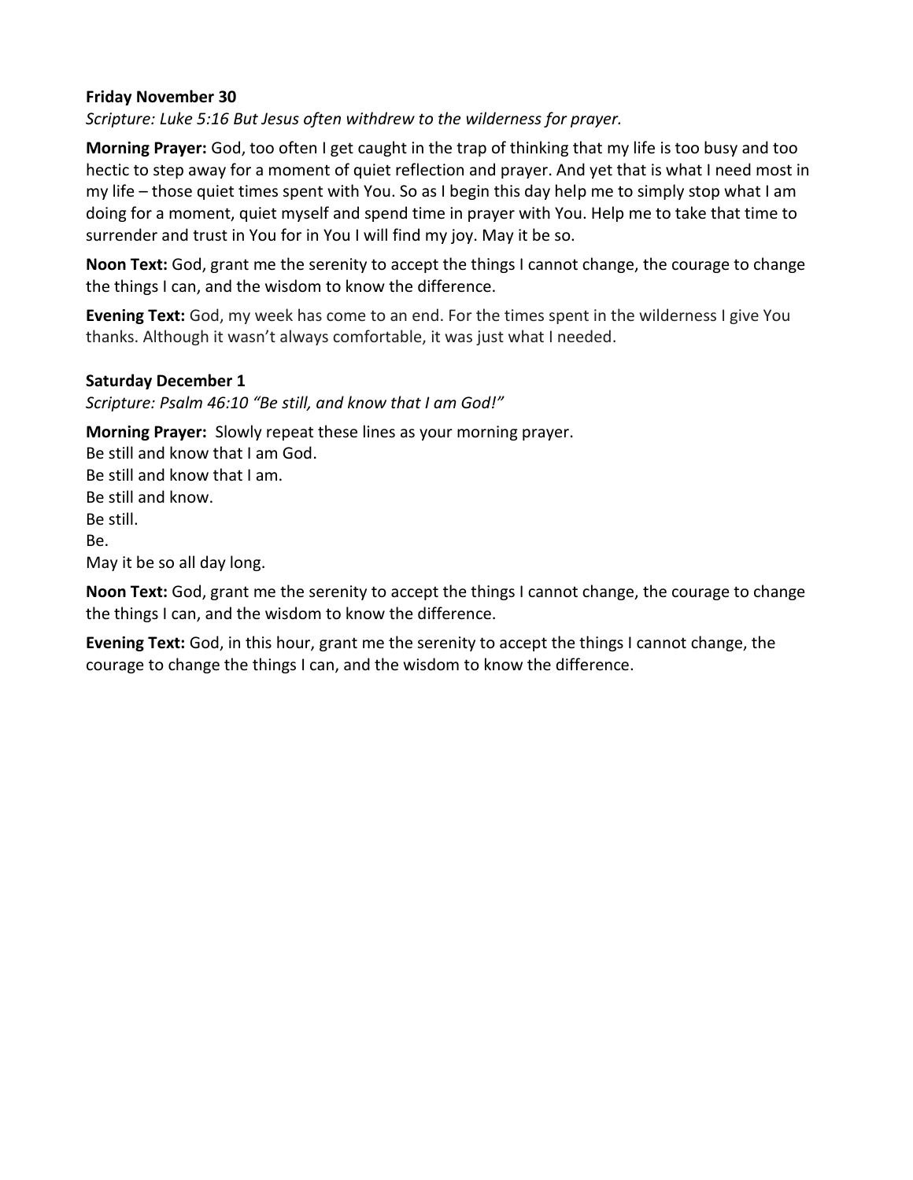**Friday November 30**

*Scripture: Luke 5:16 But Jesus often withdrew to the wilderness for prayer.*

**Morning Prayer:** God, too often I get caught in the trap of thinking that my life is too busy and too hectic to step away for a moment of quiet reflection and prayer. And yet that is what I need most in my life – those quiet times spent with You. So as I begin this day help me to simply stop what I am doing for a moment, quiet myself and spend time in prayer with You. Help me to take that time to surrender and trust in You for in You I will find my joy. May it be so.

**Noon Text:** God, grant me the serenity to accept the things I cannot change, the courage to change the things I can, and the wisdom to know the difference.

**Evening Text:** God, my week has come to an end. For the times spent in the wilderness I give You thanks. Although it wasn't always comfortable, it was just what I needed.

**Saturday December 1**

*Scripture: Psalm 46:10 "Be still, and know that I am God!"*

**Morning Prayer:** Slowly repeat these lines as your morning prayer.
Be still and know that I am God.
Be still and know that I am.
Be still and know.
Be still.
Be.
May it be so all day long.

**Noon Text:** God, grant me the serenity to accept the things I cannot change, the courage to change the things I can, and the wisdom to know the difference.

**Evening Text:** God, in this hour, grant me the serenity to accept the things I cannot change, the courage to change the things I can, and the wisdom to know the difference.